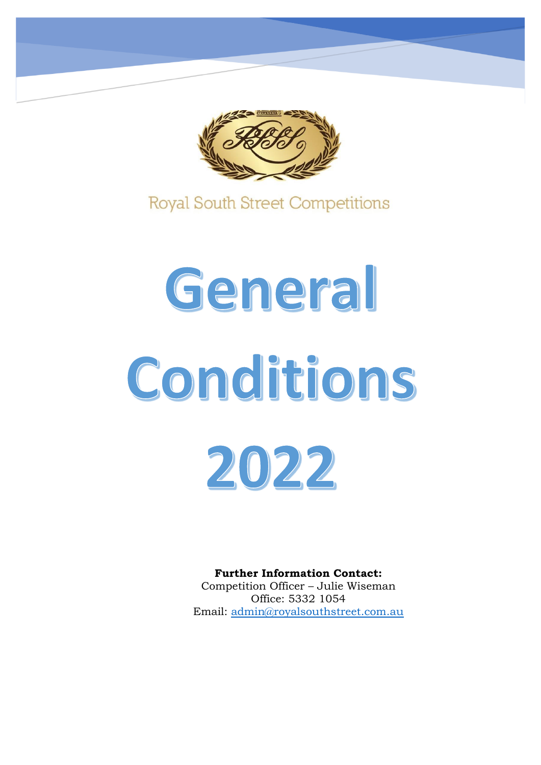Royal South Street Competitions

# General Conditions 2022

**Further Information Contact:**
Competition Officer – Julie Wiseman
Office: 5332 1054
Email: admin@royalsouthstreet.com.au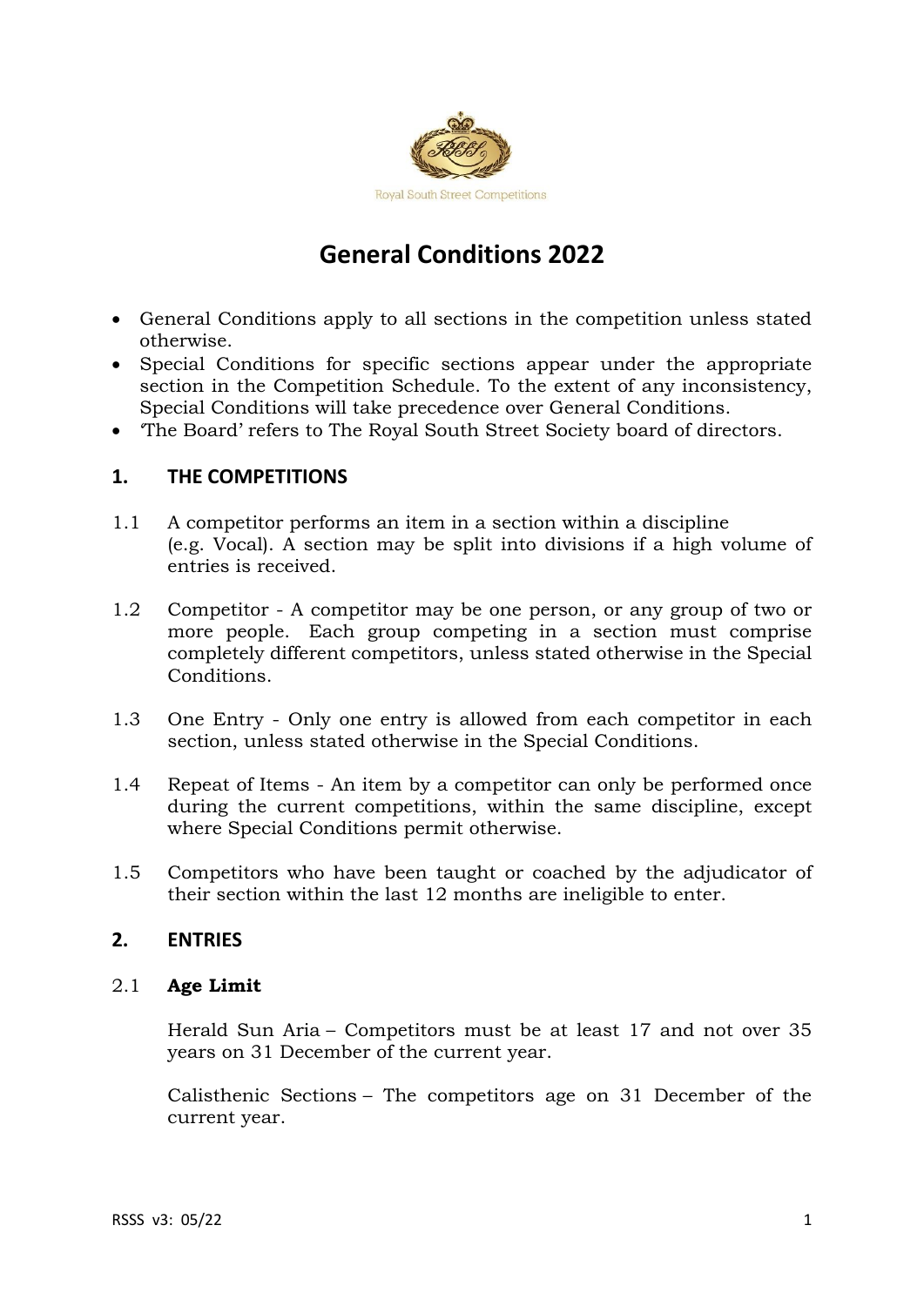Royal South Street Competitions

# General Conditions 2022

- General Conditions apply to all sections in the competition unless stated otherwise.
- Special Conditions for specific sections appear under the appropriate section in the Competition Schedule. To the extent of any inconsistency, Special Conditions will take precedence over General Conditions.
- 'The Board' refers to The Royal South Street Society board of directors.

## 1. THE COMPETITIONS

1.1 A competitor performs an item in a section within a discipline (e.g. Vocal). A section may be split into divisions if a high volume of entries is received.

1.2 Competitor - A competitor may be one person, or any group of two or more people. Each group competing in a section must comprise completely different competitors, unless stated otherwise in the Special Conditions.

1.3 One Entry - Only one entry is allowed from each competitor in each section, unless stated otherwise in the Special Conditions.

1.4 Repeat of Items - An item by a competitor can only be performed once during the current competitions, within the same discipline, except where Special Conditions permit otherwise.

1.5 Competitors who have been taught or coached by the adjudicator of their section within the last 12 months are ineligible to enter.

## 2. ENTRIES

### 2.1 Age Limit

Herald Sun Aria – Competitors must be at least 17 and not over 35 years on 31 December of the current year.

Calisthenic Sections – The competitors age on 31 December of the current year.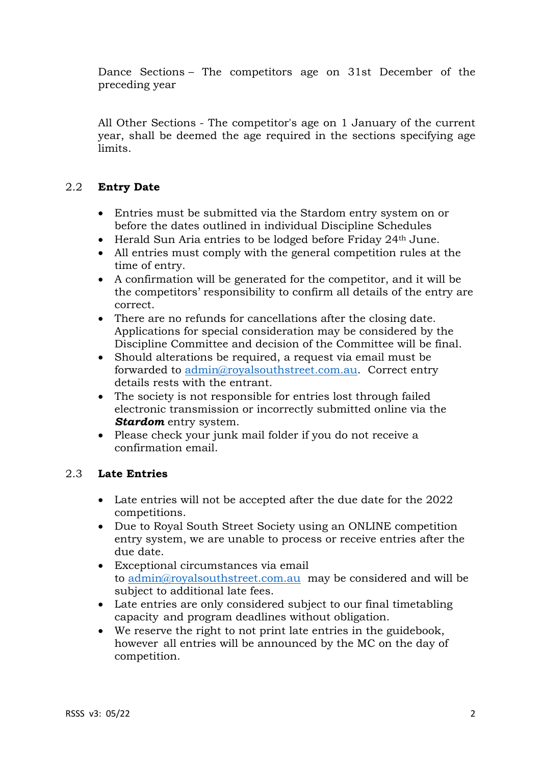Dance Sections – The competitors age on 31st December of the preceding year

All Other Sections - The competitor's age on 1 January of the current year, shall be deemed the age required in the sections specifying age limits.

## 2.2 Entry Date

- Entries must be submitted via the Stardom entry system on or before the dates outlined in individual Discipline Schedules
- Herald Sun Aria entries to be lodged before Friday 24th June.
- All entries must comply with the general competition rules at the time of entry.
- A confirmation will be generated for the competitor, and it will be the competitors' responsibility to confirm all details of the entry are correct.
- There are no refunds for cancellations after the closing date. Applications for special consideration may be considered by the Discipline Committee and decision of the Committee will be final.
- Should alterations be required, a request via email must be forwarded to admin@royalsouthstreet.com.au. Correct entry details rests with the entrant.
- The society is not responsible for entries lost through failed electronic transmission or incorrectly submitted online via the ***Stardom*** entry system.
- Please check your junk mail folder if you do not receive a confirmation email.

## 2.3 Late Entries

- Late entries will not be accepted after the due date for the 2022 competitions.
- Due to Royal South Street Society using an ONLINE competition entry system, we are unable to process or receive entries after the due date.
- Exceptional circumstances via email to admin@royalsouthstreet.com.au may be considered and will be subject to additional late fees.
- Late entries are only considered subject to our final timetabling capacity and program deadlines without obligation.
- We reserve the right to not print late entries in the guidebook, however all entries will be announced by the MC on the day of competition.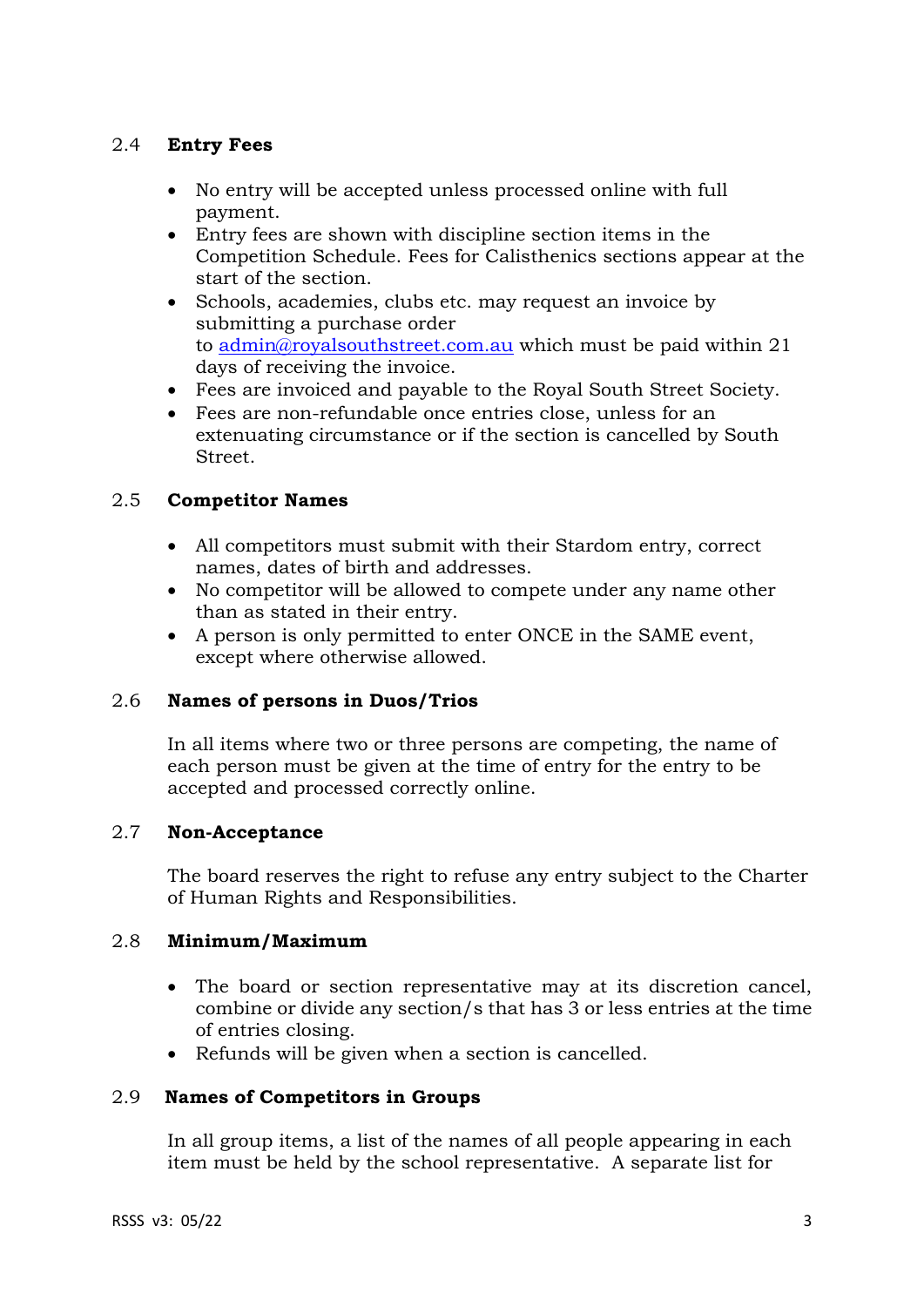## 2.4 Entry Fees

- No entry will be accepted unless processed online with full payment.
- Entry fees are shown with discipline section items in the Competition Schedule. Fees for Calisthenics sections appear at the start of the section.
- Schools, academies, clubs etc. may request an invoice by submitting a purchase order to admin@royalsouthstreet.com.au which must be paid within 21 days of receiving the invoice.
- Fees are invoiced and payable to the Royal South Street Society.
- Fees are non-refundable once entries close, unless for an extenuating circumstance or if the section is cancelled by South Street.

## 2.5 Competitor Names

- All competitors must submit with their Stardom entry, correct names, dates of birth and addresses.
- No competitor will be allowed to compete under any name other than as stated in their entry.
- A person is only permitted to enter ONCE in the SAME event, except where otherwise allowed.

## 2.6 Names of persons in Duos/Trios

In all items where two or three persons are competing, the name of each person must be given at the time of entry for the entry to be accepted and processed correctly online.

## 2.7 Non-Acceptance

The board reserves the right to refuse any entry subject to the Charter of Human Rights and Responsibilities.

## 2.8 Minimum/Maximum

- The board or section representative may at its discretion cancel, combine or divide any section/s that has 3 or less entries at the time of entries closing.
- Refunds will be given when a section is cancelled.

## 2.9 Names of Competitors in Groups

In all group items, a list of the names of all people appearing in each item must be held by the school representative. A separate list for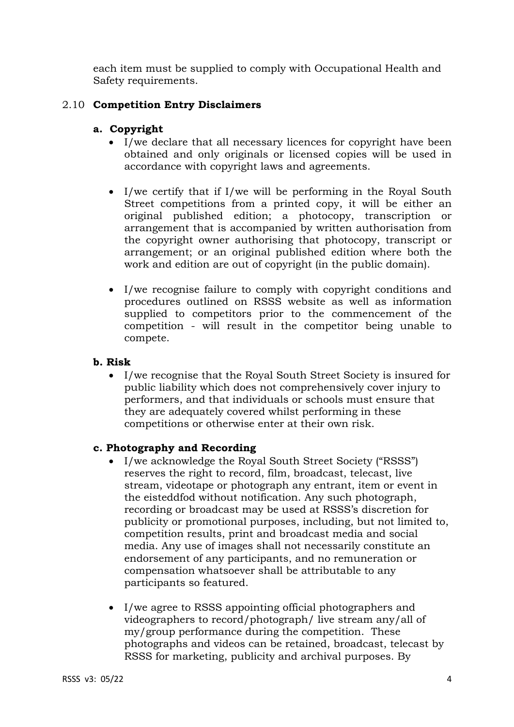each item must be supplied to comply with Occupational Health and Safety requirements.

## 2.10 **Competition Entry Disclaimers**

### a. Copyright

- I/we declare that all necessary licences for copyright have been obtained and only originals or licensed copies will be used in accordance with copyright laws and agreements.

- I/we certify that if I/we will be performing in the Royal South Street competitions from a printed copy, it will be either an original published edition; a photocopy, transcription or arrangement that is accompanied by written authorisation from the copyright owner authorising that photocopy, transcript or arrangement; or an original published edition where both the work and edition are out of copyright (in the public domain).

- I/we recognise failure to comply with copyright conditions and procedures outlined on RSSS website as well as information supplied to competitors prior to the commencement of the competition - will result in the competitor being unable to compete.

### b. Risk

- I/we recognise that the Royal South Street Society is insured for public liability which does not comprehensively cover injury to performers, and that individuals or schools must ensure that they are adequately covered whilst performing in these competitions or otherwise enter at their own risk.

### c. Photography and Recording

- I/we acknowledge the Royal South Street Society ("RSSS") reserves the right to record, film, broadcast, telecast, live stream, videotape or photograph any entrant, item or event in the eisteddfod without notification. Any such photograph, recording or broadcast may be used at RSSS's discretion for publicity or promotional purposes, including, but not limited to, competition results, print and broadcast media and social media. Any use of images shall not necessarily constitute an endorsement of any participants, and no remuneration or compensation whatsoever shall be attributable to any participants so featured.

- I/we agree to RSSS appointing official photographers and videographers to record/photograph/ live stream any/all of my/group performance during the competition. These photographs and videos can be retained, broadcast, telecast by RSSS for marketing, publicity and archival purposes. By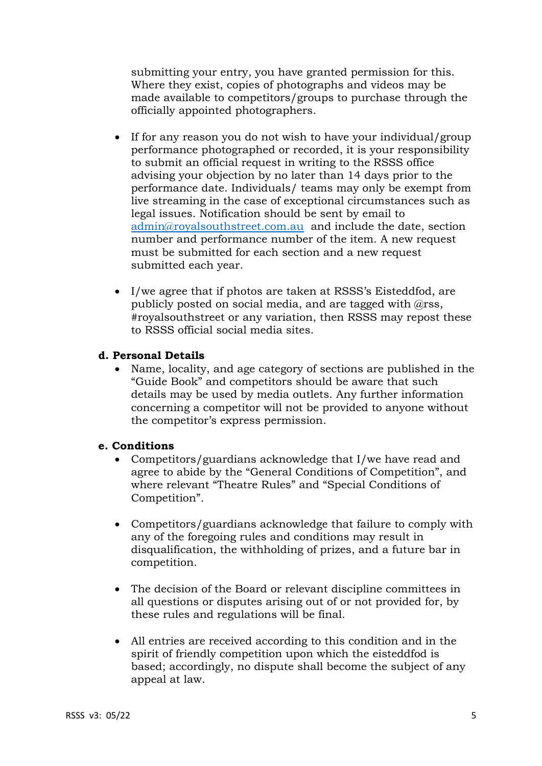submitting your entry, you have granted permission for this. Where they exist, copies of photographs and videos may be made available to competitors/groups to purchase through the officially appointed photographers.

- If for any reason you do not wish to have your individual/group performance photographed or recorded, it is your responsibility to submit an official request in writing to the RSSS office advising your objection by no later than 14 days prior to the performance date. Individuals/ teams may only be exempt from live streaming in the case of exceptional circumstances such as legal issues. Notification should be sent by email to admin@royalsouthstreet.com.au and include the date, section number and performance number of the item. A new request must be submitted for each section and a new request submitted each year.

- I/we agree that if photos are taken at RSSS's Eisteddfod, are publicly posted on social media, and are tagged with @rss, #royalsouthstreet or any variation, then RSSS may repost these to RSSS official social media sites.

**d. Personal Details**

- Name, locality, and age category of sections are published in the "Guide Book" and competitors should be aware that such details may be used by media outlets. Any further information concerning a competitor will not be provided to anyone without the competitor's express permission.

**e. Conditions**

- Competitors/guardians acknowledge that I/we have read and agree to abide by the "General Conditions of Competition", and where relevant "Theatre Rules" and "Special Conditions of Competition".

- Competitors/guardians acknowledge that failure to comply with any of the foregoing rules and conditions may result in disqualification, the withholding of prizes, and a future bar in competition.

- The decision of the Board or relevant discipline committees in all questions or disputes arising out of or not provided for, by these rules and regulations will be final.

- All entries are received according to this condition and in the spirit of friendly competition upon which the eisteddfod is based; accordingly, no dispute shall become the subject of any appeal at law.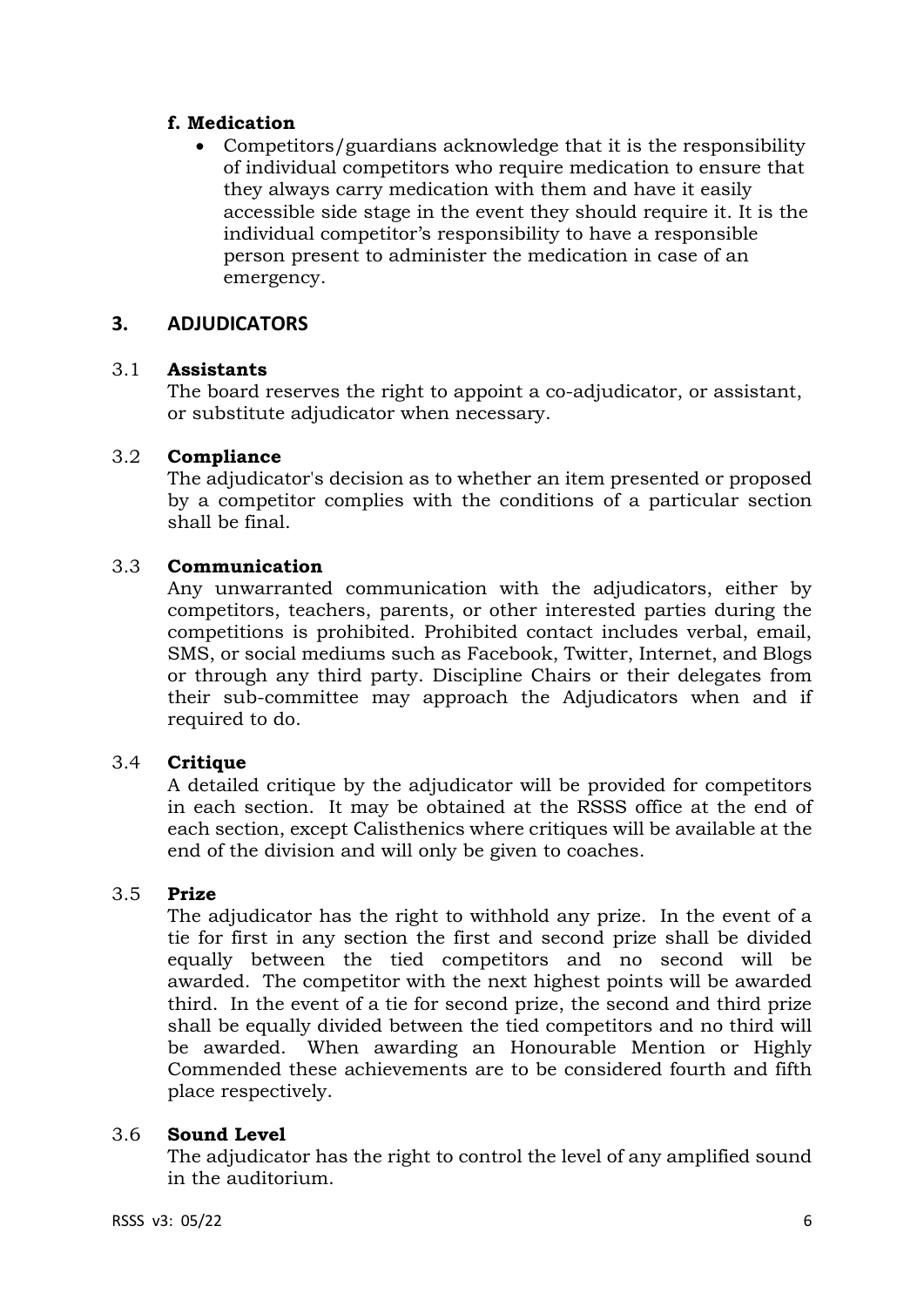#### f. Medication

- Competitors/guardians acknowledge that it is the responsibility of individual competitors who require medication to ensure that they always carry medication with them and have it easily accessible side stage in the event they should require it. It is the individual competitor's responsibility to have a responsible person present to administer the medication in case of an emergency.

## 3. ADJUDICATORS

### 3.1 Assistants

The board reserves the right to appoint a co-adjudicator, or assistant, or substitute adjudicator when necessary.

### 3.2 Compliance

The adjudicator's decision as to whether an item presented or proposed by a competitor complies with the conditions of a particular section shall be final.

### 3.3 Communication

Any unwarranted communication with the adjudicators, either by competitors, teachers, parents, or other interested parties during the competitions is prohibited. Prohibited contact includes verbal, email, SMS, or social mediums such as Facebook, Twitter, Internet, and Blogs or through any third party. Discipline Chairs or their delegates from their sub-committee may approach the Adjudicators when and if required to do.

### 3.4 Critique

A detailed critique by the adjudicator will be provided for competitors in each section. It may be obtained at the RSSS office at the end of each section, except Calisthenics where critiques will be available at the end of the division and will only be given to coaches.

### 3.5 Prize

The adjudicator has the right to withhold any prize. In the event of a tie for first in any section the first and second prize shall be divided equally between the tied competitors and no second will be awarded. The competitor with the next highest points will be awarded third. In the event of a tie for second prize, the second and third prize shall be equally divided between the tied competitors and no third will be awarded. When awarding an Honourable Mention or Highly Commended these achievements are to be considered fourth and fifth place respectively.

### 3.6 Sound Level

The adjudicator has the right to control the level of any amplified sound in the auditorium.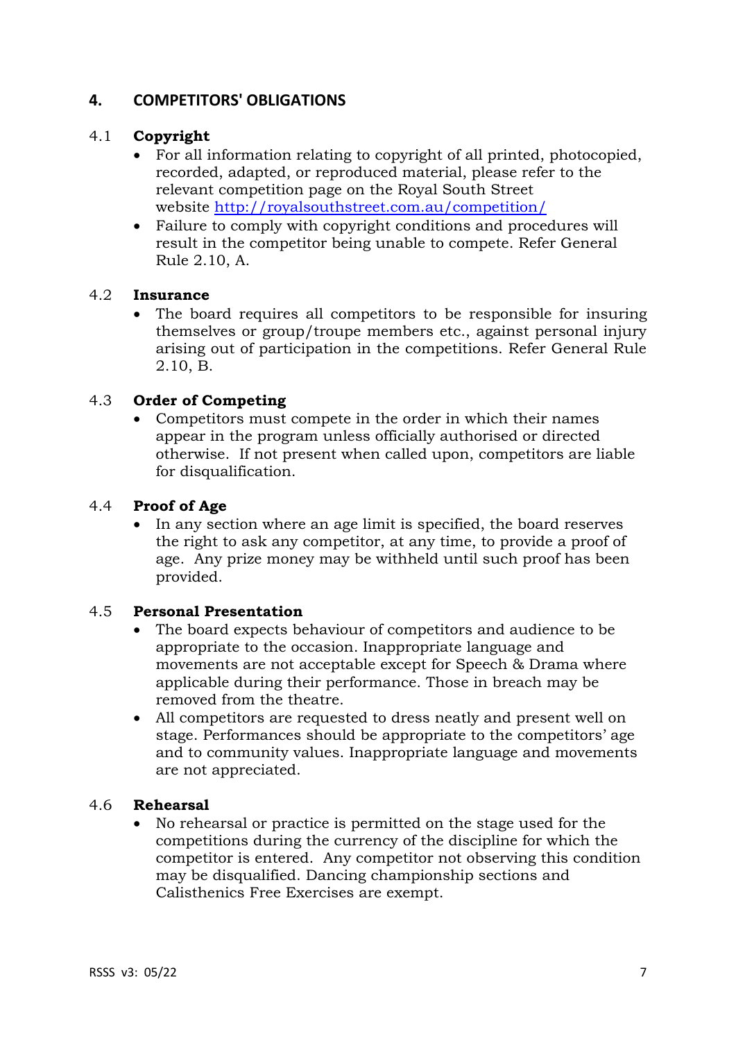## 4. COMPETITORS' OBLIGATIONS

### 4.1 Copyright

- For all information relating to copyright of all printed, photocopied, recorded, adapted, or reproduced material, please refer to the relevant competition page on the Royal South Street website http://royalsouthstreet.com.au/competition/
- Failure to comply with copyright conditions and procedures will result in the competitor being unable to compete. Refer General Rule 2.10, A.

### 4.2 Insurance

- The board requires all competitors to be responsible for insuring themselves or group/troupe members etc., against personal injury arising out of participation in the competitions. Refer General Rule 2.10, B.

### 4.3 Order of Competing

- Competitors must compete in the order in which their names appear in the program unless officially authorised or directed otherwise. If not present when called upon, competitors are liable for disqualification.

### 4.4 Proof of Age

- In any section where an age limit is specified, the board reserves the right to ask any competitor, at any time, to provide a proof of age. Any prize money may be withheld until such proof has been provided.

### 4.5 Personal Presentation

- The board expects behaviour of competitors and audience to be appropriate to the occasion. Inappropriate language and movements are not acceptable except for Speech & Drama where applicable during their performance. Those in breach may be removed from the theatre.
- All competitors are requested to dress neatly and present well on stage. Performances should be appropriate to the competitors' age and to community values. Inappropriate language and movements are not appreciated.

### 4.6 Rehearsal

- No rehearsal or practice is permitted on the stage used for the competitions during the currency of the discipline for which the competitor is entered. Any competitor not observing this condition may be disqualified. Dancing championship sections and Calisthenics Free Exercises are exempt.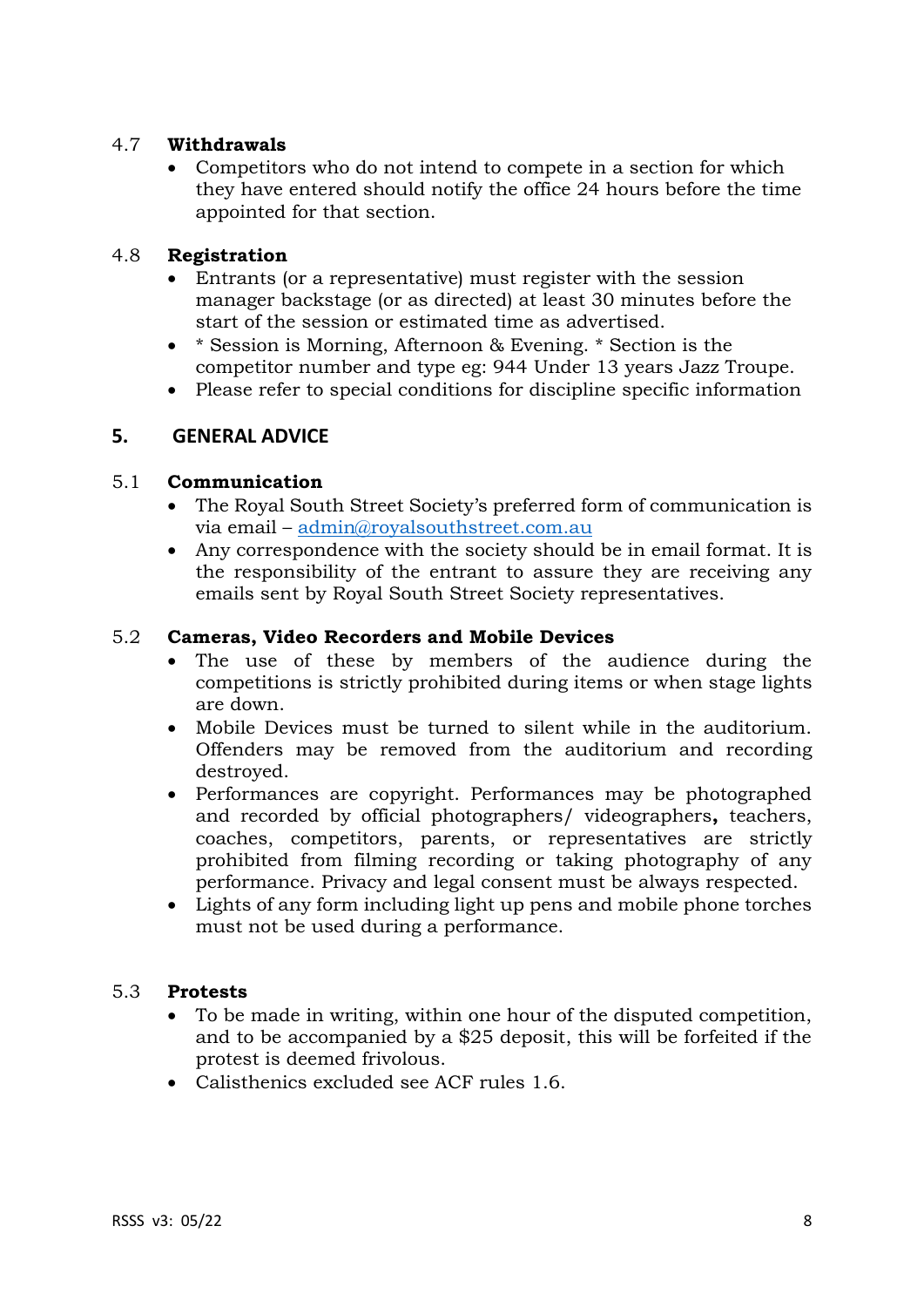### 4.7 Withdrawals

- Competitors who do not intend to compete in a section for which they have entered should notify the office 24 hours before the time appointed for that section.

### 4.8 Registration

- Entrants (or a representative) must register with the session manager backstage (or as directed) at least 30 minutes before the start of the session or estimated time as advertised.
- * Session is Morning, Afternoon & Evening. * Section is the competitor number and type eg: 944 Under 13 years Jazz Troupe.
- Please refer to special conditions for discipline specific information

## 5. GENERAL ADVICE

### 5.1 Communication

- The Royal South Street Society's preferred form of communication is via email – admin@royalsouthstreet.com.au
- Any correspondence with the society should be in email format. It is the responsibility of the entrant to assure they are receiving any emails sent by Royal South Street Society representatives.

### 5.2 Cameras, Video Recorders and Mobile Devices

- The use of these by members of the audience during the competitions is strictly prohibited during items or when stage lights are down.
- Mobile Devices must be turned to silent while in the auditorium. Offenders may be removed from the auditorium and recording destroyed.
- Performances are copyright. Performances may be photographed and recorded by official photographers/ videographers**,** teachers, coaches, competitors, parents, or representatives are strictly prohibited from filming recording or taking photography of any performance. Privacy and legal consent must be always respected.
- Lights of any form including light up pens and mobile phone torches must not be used during a performance.

### 5.3 Protests

- To be made in writing, within one hour of the disputed competition, and to be accompanied by a $25 deposit, this will be forfeited if the protest is deemed frivolous.
- Calisthenics excluded see ACF rules 1.6.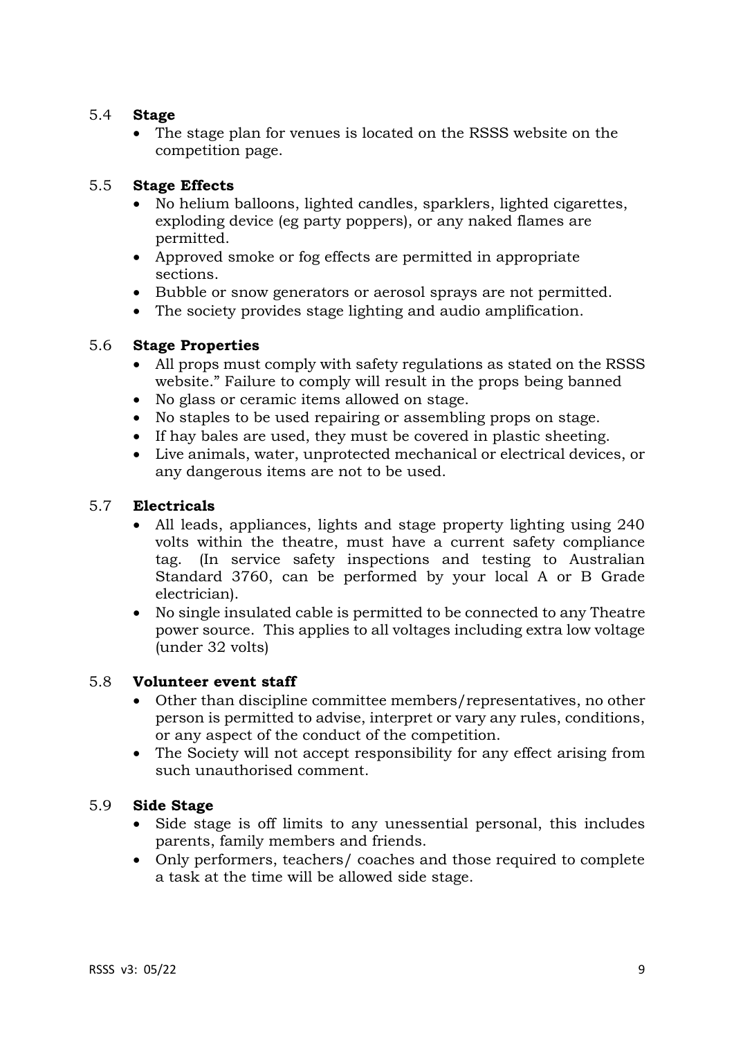### 5.4 **Stage**

- The stage plan for venues is located on the RSSS website on the competition page.

### 5.5 **Stage Effects**

- No helium balloons, lighted candles, sparklers, lighted cigarettes, exploding device (eg party poppers), or any naked flames are permitted.
- Approved smoke or fog effects are permitted in appropriate sections.
- Bubble or snow generators or aerosol sprays are not permitted.
- The society provides stage lighting and audio amplification.

### 5.6 **Stage Properties**

- All props must comply with safety regulations as stated on the RSSS website." Failure to comply will result in the props being banned
- No glass or ceramic items allowed on stage.
- No staples to be used repairing or assembling props on stage.
- If hay bales are used, they must be covered in plastic sheeting.
- Live animals, water, unprotected mechanical or electrical devices, or any dangerous items are not to be used.

### 5.7 **Electricals**

- All leads, appliances, lights and stage property lighting using 240 volts within the theatre, must have a current safety compliance tag. (In service safety inspections and testing to Australian Standard 3760, can be performed by your local A or B Grade electrician).
- No single insulated cable is permitted to be connected to any Theatre power source. This applies to all voltages including extra low voltage (under 32 volts)

### 5.8 **Volunteer event staff**

- Other than discipline committee members/representatives, no other person is permitted to advise, interpret or vary any rules, conditions, or any aspect of the conduct of the competition.
- The Society will not accept responsibility for any effect arising from such unauthorised comment.

### 5.9 **Side Stage**

- Side stage is off limits to any unessential personal, this includes parents, family members and friends.
- Only performers, teachers/ coaches and those required to complete a task at the time will be allowed side stage.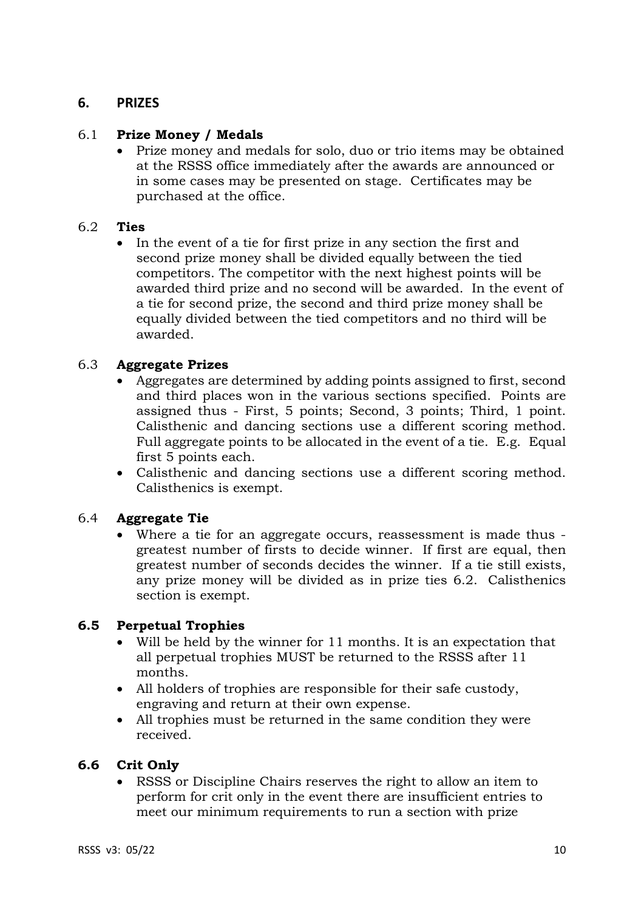## 6. PRIZES

### 6.1 **Prize Money / Medals**

- Prize money and medals for solo, duo or trio items may be obtained at the RSSS office immediately after the awards are announced or in some cases may be presented on stage. Certificates may be purchased at the office.

### 6.2 **Ties**

- In the event of a tie for first prize in any section the first and second prize money shall be divided equally between the tied competitors. The competitor with the next highest points will be awarded third prize and no second will be awarded. In the event of a tie for second prize, the second and third prize money shall be equally divided between the tied competitors and no third will be awarded.

### 6.3 **Aggregate Prizes**

- Aggregates are determined by adding points assigned to first, second and third places won in the various sections specified. Points are assigned thus - First, 5 points; Second, 3 points; Third, 1 point. Calisthenic and dancing sections use a different scoring method. Full aggregate points to be allocated in the event of a tie. E.g. Equal first 5 points each.
- Calisthenic and dancing sections use a different scoring method. Calisthenics is exempt.

### 6.4 **Aggregate Tie**

- Where a tie for an aggregate occurs, reassessment is made thus - greatest number of firsts to decide winner. If first are equal, then greatest number of seconds decides the winner. If a tie still exists, any prize money will be divided as in prize ties 6.2. Calisthenics section is exempt.

### **6.5 Perpetual Trophies**

- Will be held by the winner for 11 months. It is an expectation that all perpetual trophies MUST be returned to the RSSS after 11 months.
- All holders of trophies are responsible for their safe custody, engraving and return at their own expense.
- All trophies must be returned in the same condition they were received.

### **6.6 Crit Only**

- RSSS or Discipline Chairs reserves the right to allow an item to perform for crit only in the event there are insufficient entries to meet our minimum requirements to run a section with prize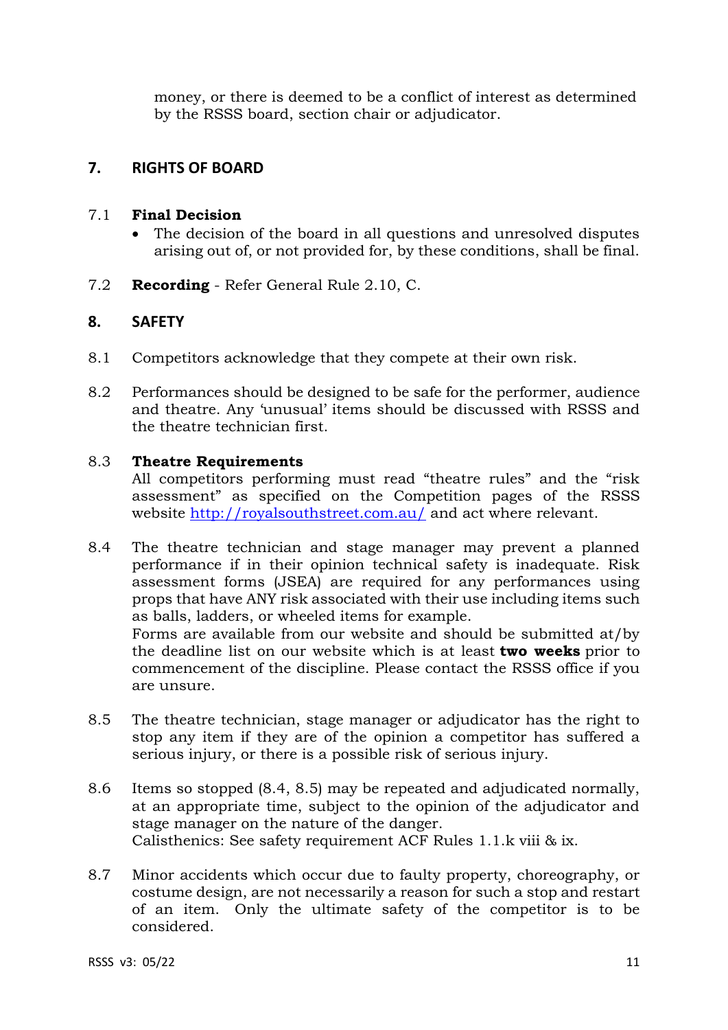money, or there is deemed to be a conflict of interest as determined by the RSSS board, section chair or adjudicator.

## 7. RIGHTS OF BOARD

7.1 **Final Decision**

- The decision of the board in all questions and unresolved disputes arising out of, or not provided for, by these conditions, shall be final.

7.2 **Recording** - Refer General Rule 2.10, C.

## 8. SAFETY

8.1 Competitors acknowledge that they compete at their own risk.

8.2 Performances should be designed to be safe for the performer, audience and theatre. Any 'unusual' items should be discussed with RSSS and the theatre technician first.

8.3 **Theatre Requirements**
All competitors performing must read "theatre rules" and the "risk assessment" as specified on the Competition pages of the RSSS website http://royalsouthstreet.com.au/ and act where relevant.

8.4 The theatre technician and stage manager may prevent a planned performance if in their opinion technical safety is inadequate. Risk assessment forms (JSEA) are required for any performances using props that have ANY risk associated with their use including items such as balls, ladders, or wheeled items for example.
Forms are available from our website and should be submitted at/by the deadline list on our website which is at least **two weeks** prior to commencement of the discipline. Please contact the RSSS office if you are unsure.

8.5 The theatre technician, stage manager or adjudicator has the right to stop any item if they are of the opinion a competitor has suffered a serious injury, or there is a possible risk of serious injury.

8.6 Items so stopped (8.4, 8.5) may be repeated and adjudicated normally, at an appropriate time, subject to the opinion of the adjudicator and stage manager on the nature of the danger.
Calisthenics: See safety requirement ACF Rules 1.1.k viii & ix.

8.7 Minor accidents which occur due to faulty property, choreography, or costume design, are not necessarily a reason for such a stop and restart of an item. Only the ultimate safety of the competitor is to be considered.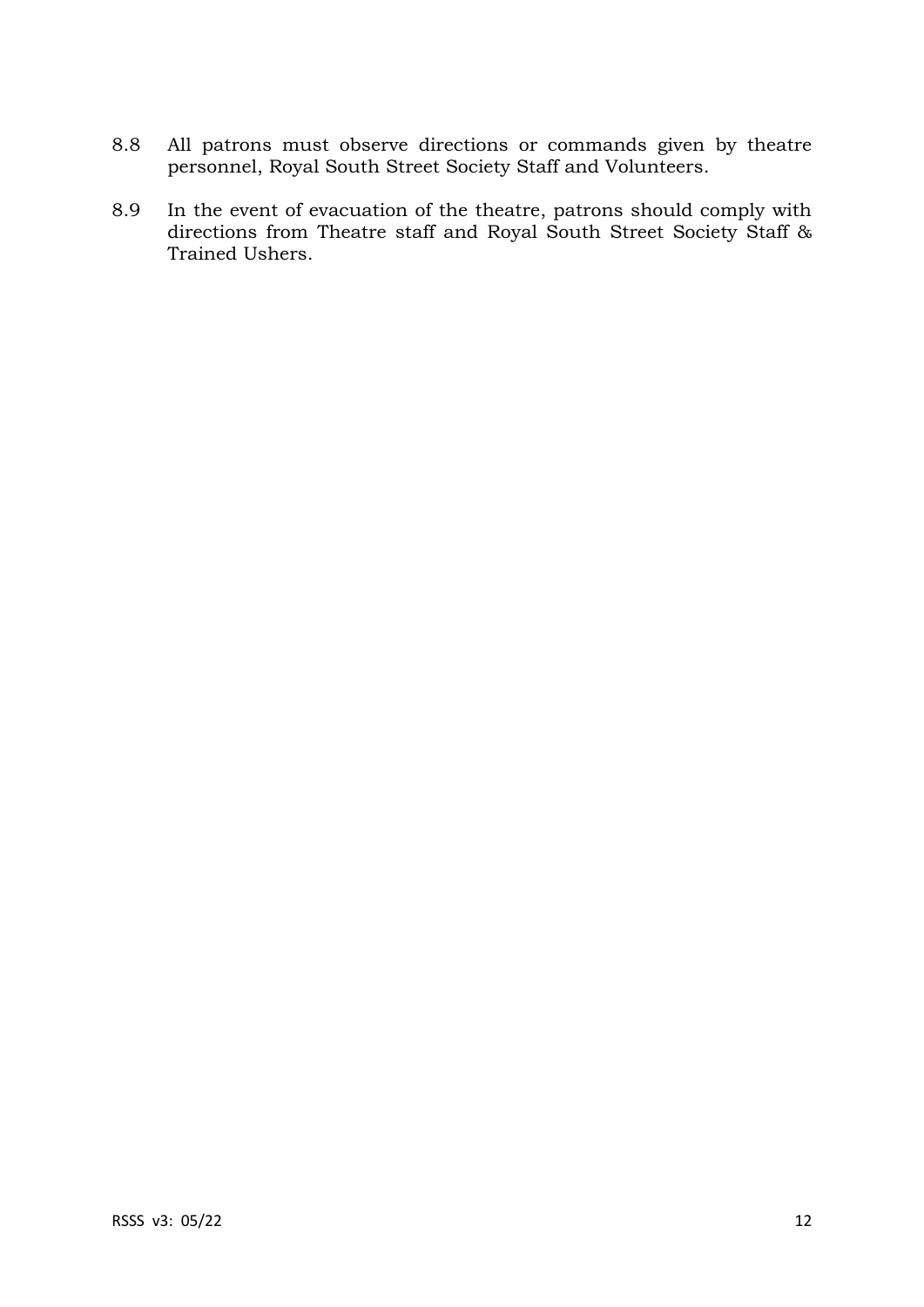8.8 All patrons must observe directions or commands given by theatre personnel, Royal South Street Society Staff and Volunteers.

8.9 In the event of evacuation of the theatre, patrons should comply with directions from Theatre staff and Royal South Street Society Staff & Trained Ushers.